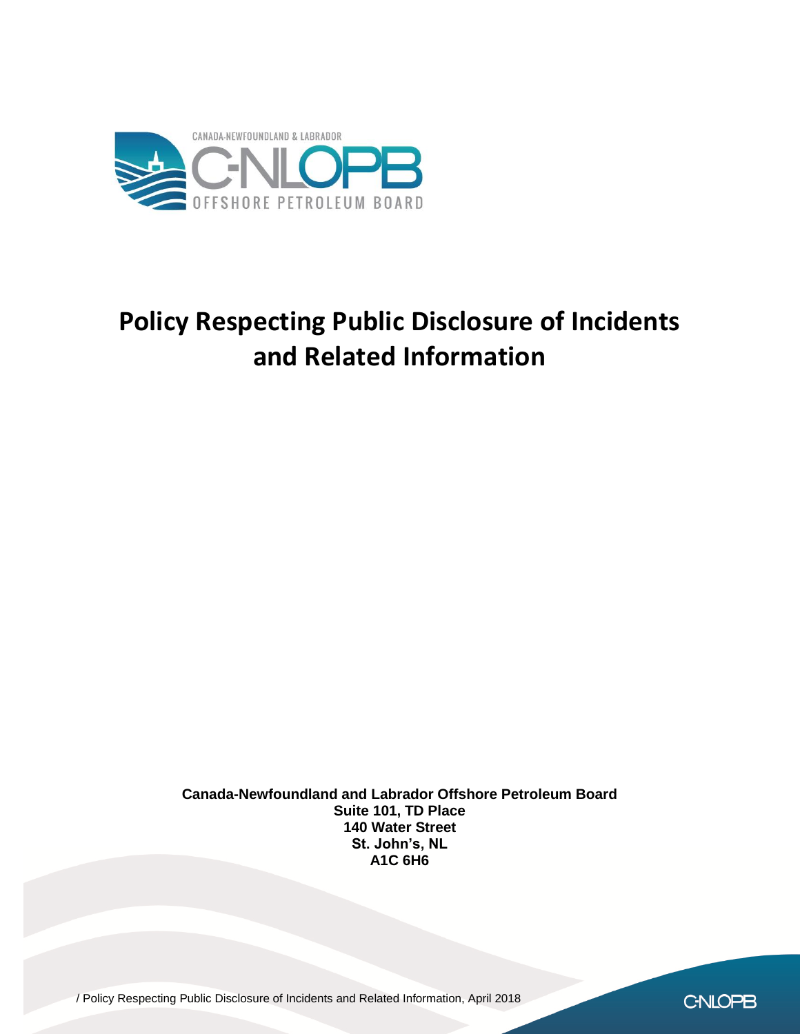CANADA-NEWFOUNDLAND & LABRADOR

C-NLOPB

OFFSHORE PETROLEUM BOARD

# Policy Respecting Public Disclosure of Incidents and Related Information

**Canada-Newfoundland and Labrador Offshore Petroleum Board**
**Suite 101, TD Place**
**140 Water Street**
**St. John's, NL**
**A1C 6H6**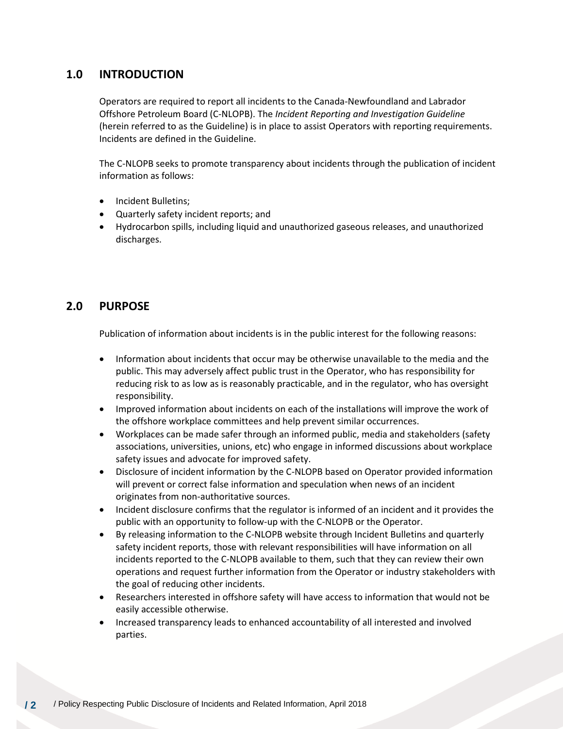## 1.0 INTRODUCTION

Operators are required to report all incidents to the Canada-Newfoundland and Labrador Offshore Petroleum Board (C-NLOPB). The *Incident Reporting and Investigation Guideline* (herein referred to as the Guideline) is in place to assist Operators with reporting requirements. Incidents are defined in the Guideline.

The C-NLOPB seeks to promote transparency about incidents through the publication of incident information as follows:

- Incident Bulletins;
- Quarterly safety incident reports; and
- Hydrocarbon spills, including liquid and unauthorized gaseous releases, and unauthorized discharges.

## 2.0 PURPOSE

Publication of information about incidents is in the public interest for the following reasons:

- Information about incidents that occur may be otherwise unavailable to the media and the public. This may adversely affect public trust in the Operator, who has responsibility for reducing risk to as low as is reasonably practicable, and in the regulator, who has oversight responsibility.
- Improved information about incidents on each of the installations will improve the work of the offshore workplace committees and help prevent similar occurrences.
- Workplaces can be made safer through an informed public, media and stakeholders (safety associations, universities, unions, etc) who engage in informed discussions about workplace safety issues and advocate for improved safety.
- Disclosure of incident information by the C-NLOPB based on Operator provided information will prevent or correct false information and speculation when news of an incident originates from non-authoritative sources.
- Incident disclosure confirms that the regulator is informed of an incident and it provides the public with an opportunity to follow-up with the C-NLOPB or the Operator.
- By releasing information to the C-NLOPB website through Incident Bulletins and quarterly safety incident reports, those with relevant responsibilities will have information on all incidents reported to the C-NLOPB available to them, such that they can review their own operations and request further information from the Operator or industry stakeholders with the goal of reducing other incidents.
- Researchers interested in offshore safety will have access to information that would not be easily accessible otherwise.
- Increased transparency leads to enhanced accountability of all interested and involved parties.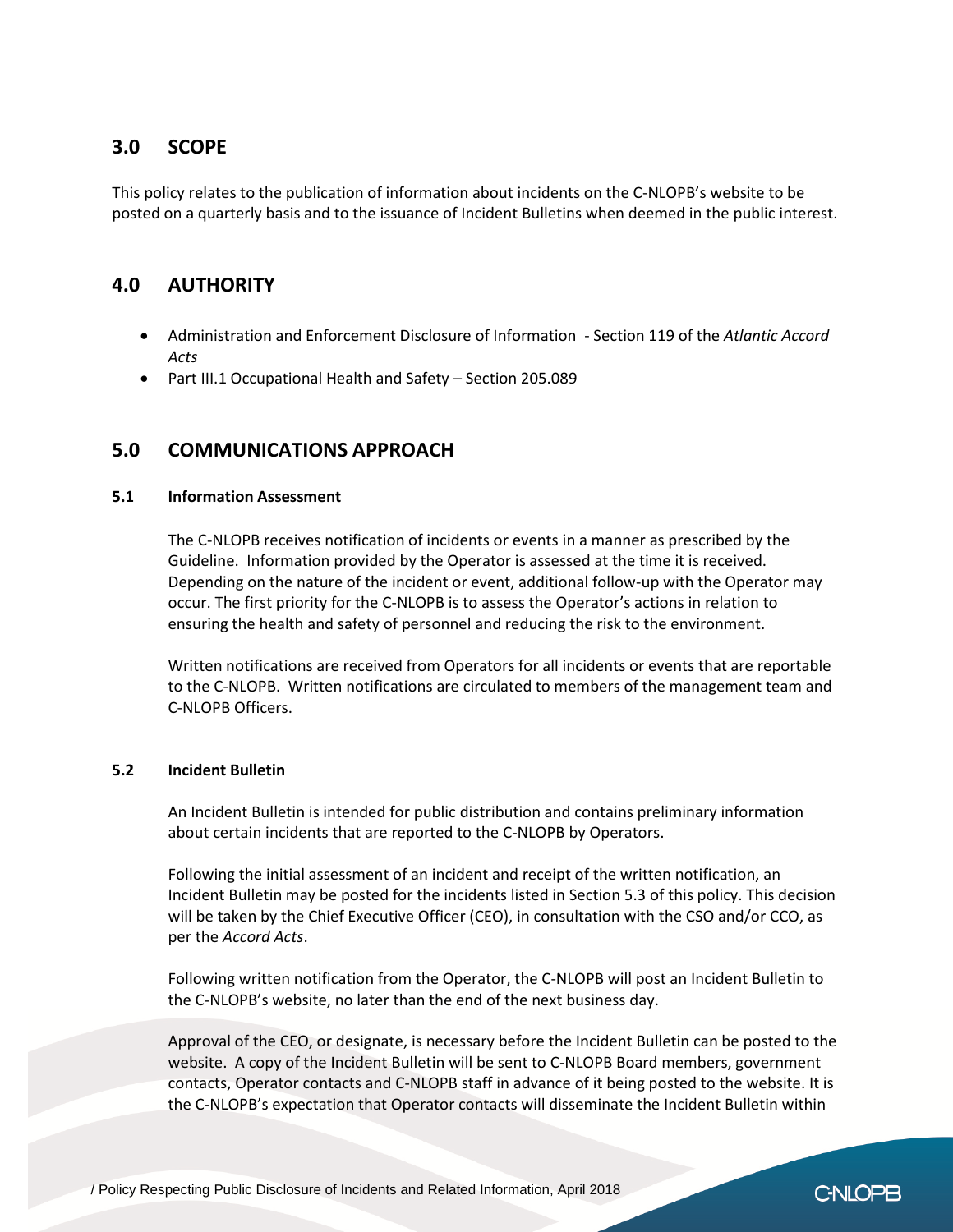## 3.0 SCOPE

This policy relates to the publication of information about incidents on the C-NLOPB's website to be posted on a quarterly basis and to the issuance of Incident Bulletins when deemed in the public interest.

## 4.0 AUTHORITY

- Administration and Enforcement Disclosure of Information - Section 119 of the *Atlantic Accord Acts*
- Part III.1 Occupational Health and Safety – Section 205.089

## 5.0 COMMUNICATIONS APPROACH

### 5.1 Information Assessment

The C-NLOPB receives notification of incidents or events in a manner as prescribed by the Guideline. Information provided by the Operator is assessed at the time it is received. Depending on the nature of the incident or event, additional follow-up with the Operator may occur. The first priority for the C-NLOPB is to assess the Operator's actions in relation to ensuring the health and safety of personnel and reducing the risk to the environment.

Written notifications are received from Operators for all incidents or events that are reportable to the C-NLOPB. Written notifications are circulated to members of the management team and C-NLOPB Officers.

### 5.2 Incident Bulletin

An Incident Bulletin is intended for public distribution and contains preliminary information about certain incidents that are reported to the C-NLOPB by Operators.

Following the initial assessment of an incident and receipt of the written notification, an Incident Bulletin may be posted for the incidents listed in Section 5.3 of this policy. This decision will be taken by the Chief Executive Officer (CEO), in consultation with the CSO and/or CCO, as per the *Accord Acts*.

Following written notification from the Operator, the C-NLOPB will post an Incident Bulletin to the C-NLOPB's website, no later than the end of the next business day.

Approval of the CEO, or designate, is necessary before the Incident Bulletin can be posted to the website. A copy of the Incident Bulletin will be sent to C-NLOPB Board members, government contacts, Operator contacts and C-NLOPB staff in advance of it being posted to the website. It is the C-NLOPB's expectation that Operator contacts will disseminate the Incident Bulletin within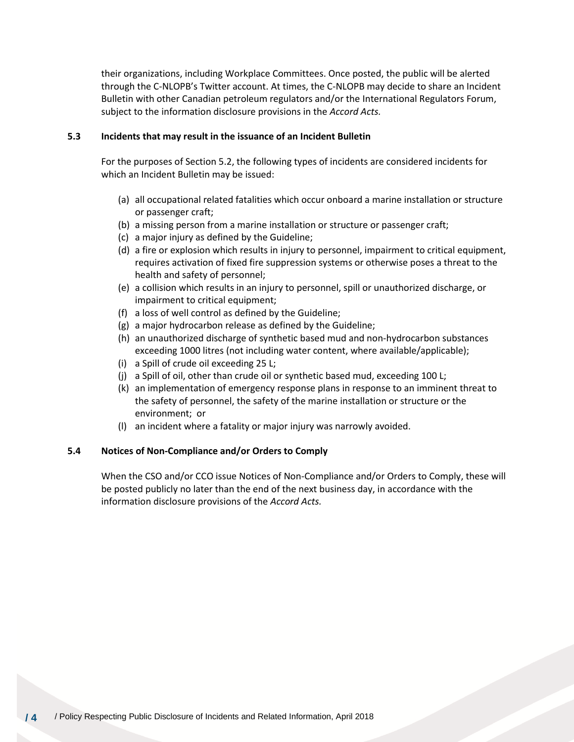their organizations, including Workplace Committees. Once posted, the public will be alerted through the C-NLOPB's Twitter account. At times, the C-NLOPB may decide to share an Incident Bulletin with other Canadian petroleum regulators and/or the International Regulators Forum, subject to the information disclosure provisions in the *Accord Acts.*

### 5.3 Incidents that may result in the issuance of an Incident Bulletin

For the purposes of Section 5.2, the following types of incidents are considered incidents for which an Incident Bulletin may be issued:

(a) all occupational related fatalities which occur onboard a marine installation or structure or passenger craft;
(b) a missing person from a marine installation or structure or passenger craft;
(c) a major injury as defined by the Guideline;
(d) a fire or explosion which results in injury to personnel, impairment to critical equipment, requires activation of fixed fire suppression systems or otherwise poses a threat to the health and safety of personnel;
(e) a collision which results in an injury to personnel, spill or unauthorized discharge, or impairment to critical equipment;
(f) a loss of well control as defined by the Guideline;
(g) a major hydrocarbon release as defined by the Guideline;
(h) an unauthorized discharge of synthetic based mud and non-hydrocarbon substances exceeding 1000 litres (not including water content, where available/applicable);
(i) a Spill of crude oil exceeding 25 L;
(j) a Spill of oil, other than crude oil or synthetic based mud, exceeding 100 L;
(k) an implementation of emergency response plans in response to an imminent threat to the safety of personnel, the safety of the marine installation or structure or the environment; or
(l) an incident where a fatality or major injury was narrowly avoided.

### 5.4 Notices of Non-Compliance and/or Orders to Comply

When the CSO and/or CCO issue Notices of Non-Compliance and/or Orders to Comply, these will be posted publicly no later than the end of the next business day, in accordance with the information disclosure provisions of the *Accord Acts.*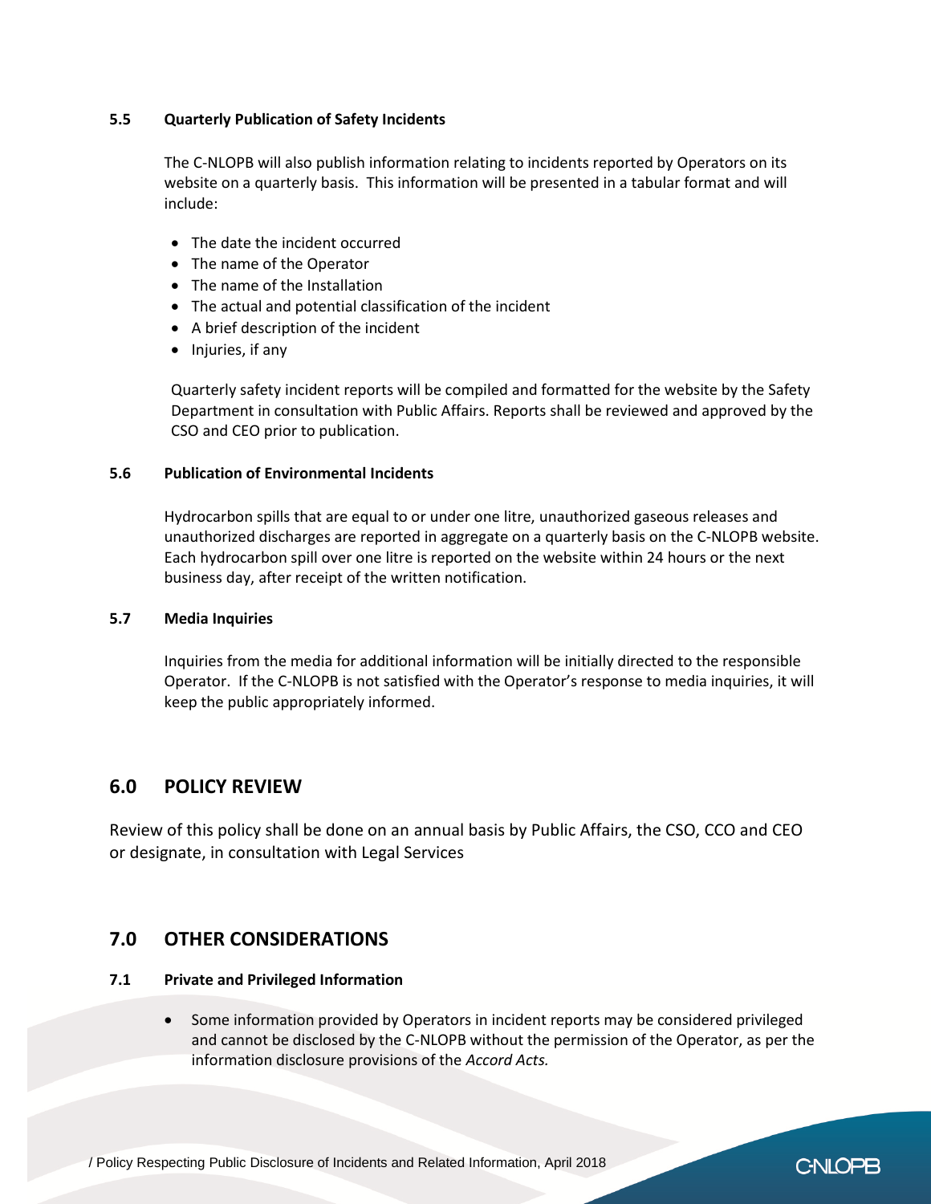### 5.5 Quarterly Publication of Safety Incidents

The C-NLOPB will also publish information relating to incidents reported by Operators on its website on a quarterly basis. This information will be presented in a tabular format and will include:

- The date the incident occurred
- The name of the Operator
- The name of the Installation
- The actual and potential classification of the incident
- A brief description of the incident
- Injuries, if any

Quarterly safety incident reports will be compiled and formatted for the website by the Safety Department in consultation with Public Affairs. Reports shall be reviewed and approved by the CSO and CEO prior to publication.

### 5.6 Publication of Environmental Incidents

Hydrocarbon spills that are equal to or under one litre, unauthorized gaseous releases and unauthorized discharges are reported in aggregate on a quarterly basis on the C-NLOPB website. Each hydrocarbon spill over one litre is reported on the website within 24 hours or the next business day, after receipt of the written notification.

### 5.7 Media Inquiries

Inquiries from the media for additional information will be initially directed to the responsible Operator. If the C-NLOPB is not satisfied with the Operator's response to media inquiries, it will keep the public appropriately informed.

## 6.0 POLICY REVIEW

Review of this policy shall be done on an annual basis by Public Affairs, the CSO, CCO and CEO or designate, in consultation with Legal Services

## 7.0 OTHER CONSIDERATIONS

### 7.1 Private and Privileged Information

- Some information provided by Operators in incident reports may be considered privileged and cannot be disclosed by the C-NLOPB without the permission of the Operator, as per the information disclosure provisions of the *Accord Acts.*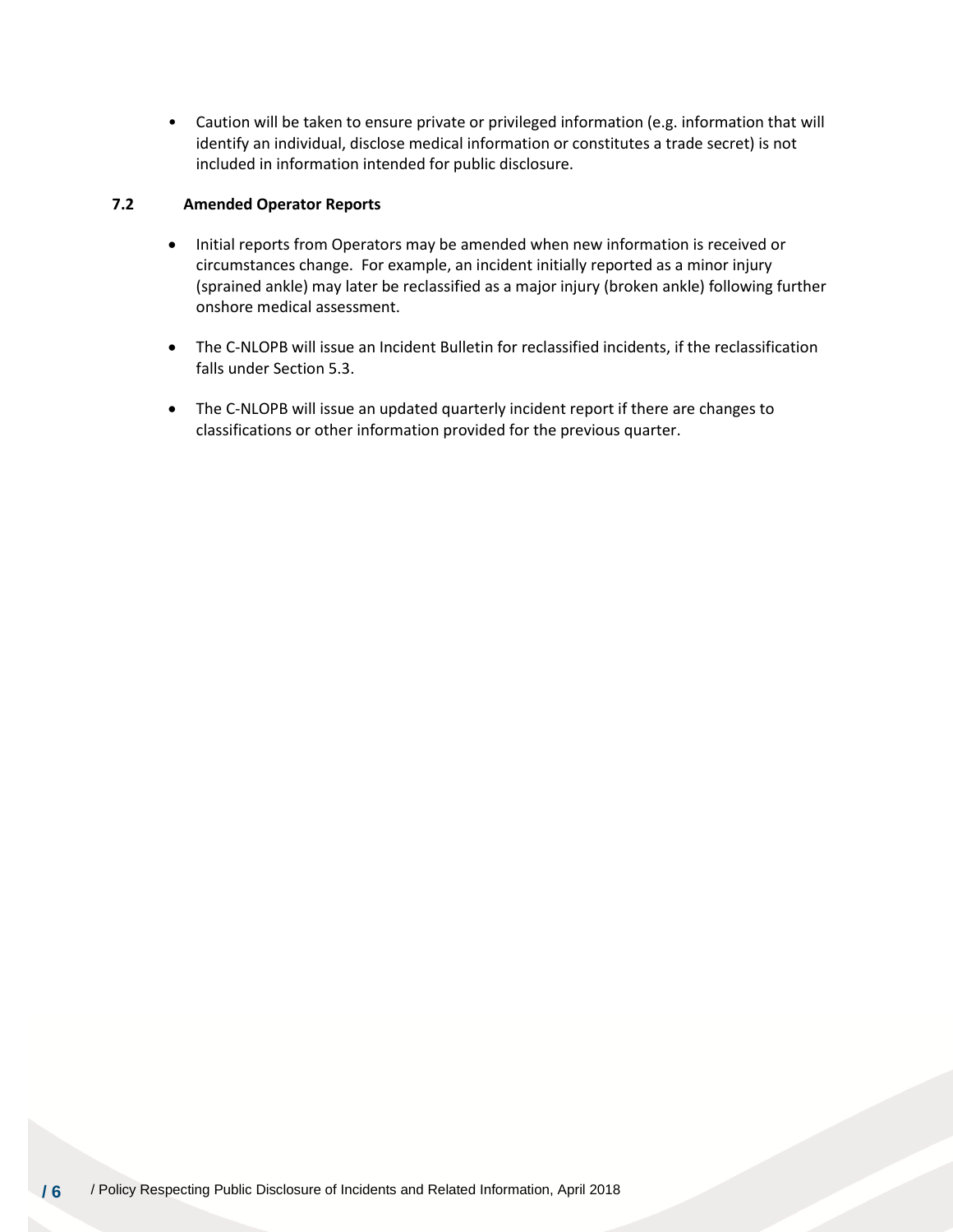- Caution will be taken to ensure private or privileged information (e.g. information that will identify an individual, disclose medical information or constitutes a trade secret) is not included in information intended for public disclosure.

### 7.2 Amended Operator Reports

- Initial reports from Operators may be amended when new information is received or circumstances change. For example, an incident initially reported as a minor injury (sprained ankle) may later be reclassified as a major injury (broken ankle) following further onshore medical assessment.

- The C-NLOPB will issue an Incident Bulletin for reclassified incidents, if the reclassification falls under Section 5.3.

- The C-NLOPB will issue an updated quarterly incident report if there are changes to classifications or other information provided for the previous quarter.